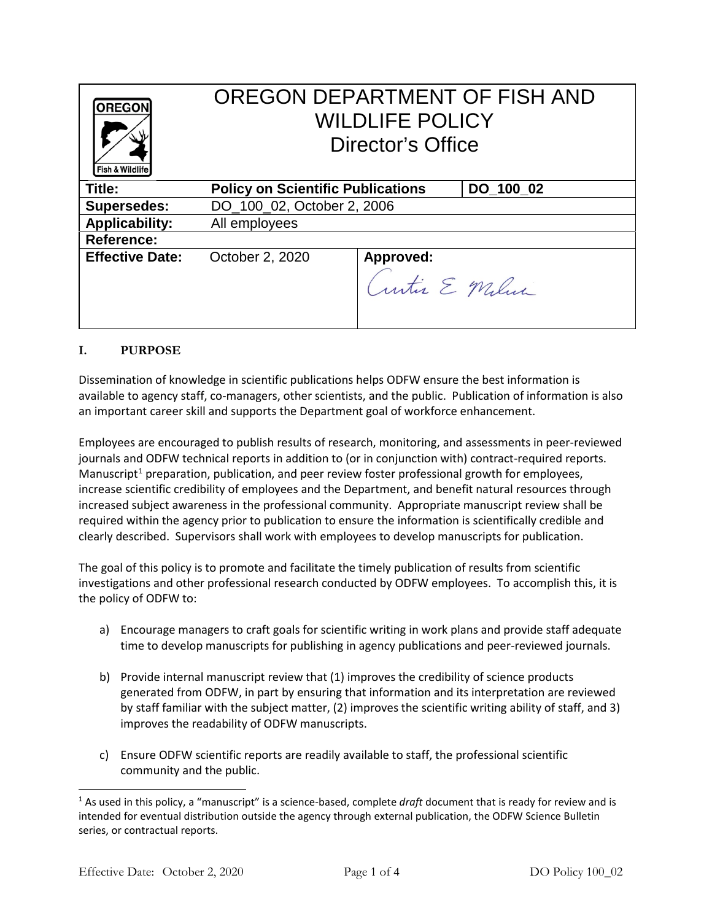# OREGON DEPARTMENT OF FISH AND WILDLIFE POLICY
## Director's Office

| **Title:** | **Policy on Scientific Publications** | | **DO_100_02** |
|---|---|---|---|
| **Supersedes:** | DO_100_02, October 2, 2006 | | |
| **Applicability:** | All employees | | |
| **Reference:** | | | |
| **Effective Date:** | October 2, 2020 | **Approved:** Curtis E Melcher | |

## I. PURPOSE

Dissemination of knowledge in scientific publications helps ODFW ensure the best information is available to agency staff, co-managers, other scientists, and the public. Publication of information is also an important career skill and supports the Department goal of workforce enhancement.

Employees are encouraged to publish results of research, monitoring, and assessments in peer-reviewed journals and ODFW technical reports in addition to (or in conjunction with) contract-required reports. Manuscript[1] preparation, publication, and peer review foster professional growth for employees, increase scientific credibility of employees and the Department, and benefit natural resources through increased subject awareness in the professional community. Appropriate manuscript review shall be required within the agency prior to publication to ensure the information is scientifically credible and clearly described. Supervisors shall work with employees to develop manuscripts for publication.

The goal of this policy is to promote and facilitate the timely publication of results from scientific investigations and other professional research conducted by ODFW employees. To accomplish this, it is the policy of ODFW to:

a) Encourage managers to craft goals for scientific writing in work plans and provide staff adequate time to develop manuscripts for publishing in agency publications and peer-reviewed journals.

b) Provide internal manuscript review that (1) improves the credibility of science products generated from ODFW, in part by ensuring that information and its interpretation are reviewed by staff familiar with the subject matter, (2) improves the scientific writing ability of staff, and 3) improves the readability of ODFW manuscripts.

c) Ensure ODFW scientific reports are readily available to staff, the professional scientific community and the public.

---

[1] As used in this policy, a "manuscript" is a science-based, complete *draft* document that is ready for review and is intended for eventual distribution outside the agency through external publication, the ODFW Science Bulletin series, or contractual reports.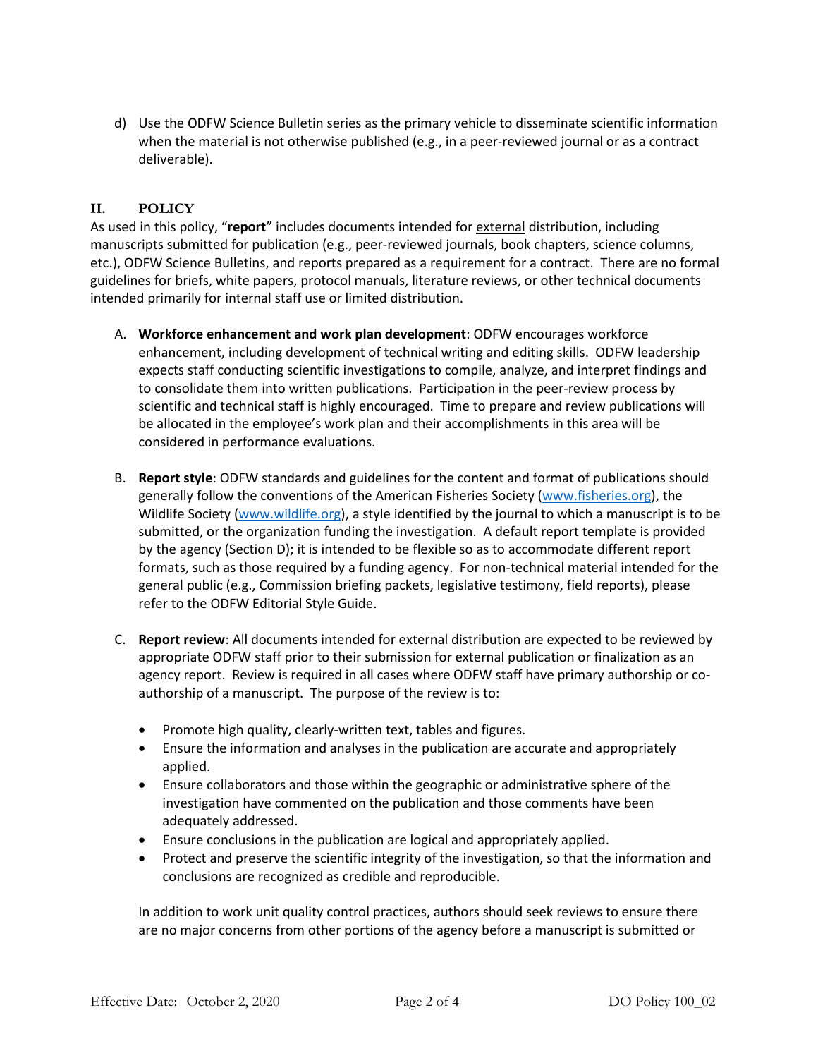d) Use the ODFW Science Bulletin series as the primary vehicle to disseminate scientific information when the material is not otherwise published (e.g., in a peer-reviewed journal or as a contract deliverable).

## II. POLICY

As used in this policy, "**report**" includes documents intended for external distribution, including manuscripts submitted for publication (e.g., peer-reviewed journals, book chapters, science columns, etc.), ODFW Science Bulletins, and reports prepared as a requirement for a contract. There are no formal guidelines for briefs, white papers, protocol manuals, literature reviews, or other technical documents intended primarily for internal staff use or limited distribution.

A. **Workforce enhancement and work plan development**: ODFW encourages workforce enhancement, including development of technical writing and editing skills. ODFW leadership expects staff conducting scientific investigations to compile, analyze, and interpret findings and to consolidate them into written publications. Participation in the peer-review process by scientific and technical staff is highly encouraged. Time to prepare and review publications will be allocated in the employee's work plan and their accomplishments in this area will be considered in performance evaluations.

B. **Report style**: ODFW standards and guidelines for the content and format of publications should generally follow the conventions of the American Fisheries Society (www.fisheries.org), the Wildlife Society (www.wildlife.org), a style identified by the journal to which a manuscript is to be submitted, or the organization funding the investigation. A default report template is provided by the agency (Section D); it is intended to be flexible so as to accommodate different report formats, such as those required by a funding agency. For non-technical material intended for the general public (e.g., Commission briefing packets, legislative testimony, field reports), please refer to the ODFW Editorial Style Guide.

C. **Report review**: All documents intended for external distribution are expected to be reviewed by appropriate ODFW staff prior to their submission for external publication or finalization as an agency report. Review is required in all cases where ODFW staff have primary authorship or co-authorship of a manuscript. The purpose of the review is to:

- Promote high quality, clearly-written text, tables and figures.
- Ensure the information and analyses in the publication are accurate and appropriately applied.
- Ensure collaborators and those within the geographic or administrative sphere of the investigation have commented on the publication and those comments have been adequately addressed.
- Ensure conclusions in the publication are logical and appropriately applied.
- Protect and preserve the scientific integrity of the investigation, so that the information and conclusions are recognized as credible and reproducible.

In addition to work unit quality control practices, authors should seek reviews to ensure there are no major concerns from other portions of the agency before a manuscript is submitted or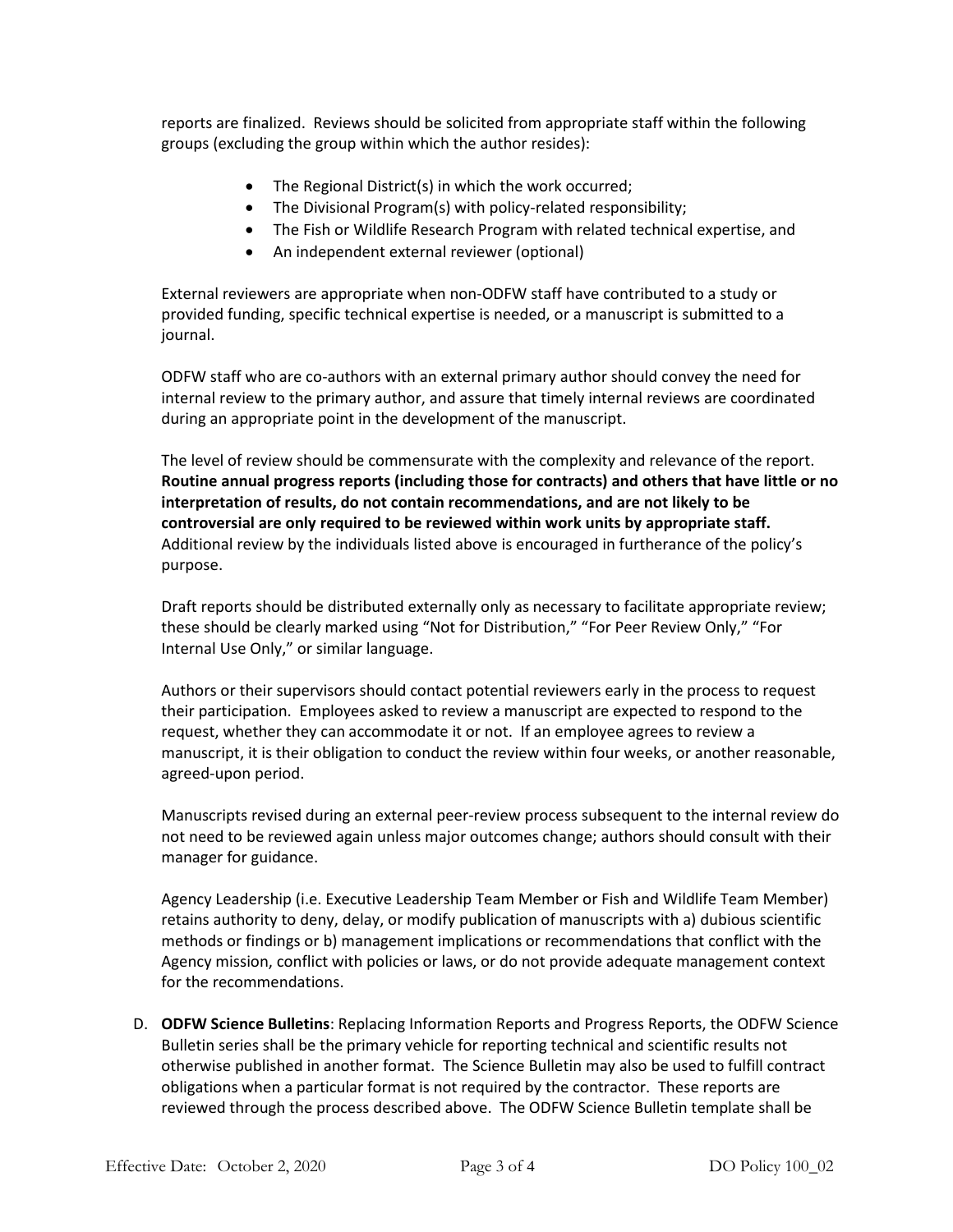reports are finalized. Reviews should be solicited from appropriate staff within the following groups (excluding the group within which the author resides):

- The Regional District(s) in which the work occurred;
- The Divisional Program(s) with policy-related responsibility;
- The Fish or Wildlife Research Program with related technical expertise, and
- An independent external reviewer (optional)

External reviewers are appropriate when non-ODFW staff have contributed to a study or provided funding, specific technical expertise is needed, or a manuscript is submitted to a journal.

ODFW staff who are co-authors with an external primary author should convey the need for internal review to the primary author, and assure that timely internal reviews are coordinated during an appropriate point in the development of the manuscript.

The level of review should be commensurate with the complexity and relevance of the report. **Routine annual progress reports (including those for contracts) and others that have little or no interpretation of results, do not contain recommendations, and are not likely to be controversial are only required to be reviewed within work units by appropriate staff.** Additional review by the individuals listed above is encouraged in furtherance of the policy's purpose.

Draft reports should be distributed externally only as necessary to facilitate appropriate review; these should be clearly marked using "Not for Distribution," "For Peer Review Only," "For Internal Use Only," or similar language.

Authors or their supervisors should contact potential reviewers early in the process to request their participation. Employees asked to review a manuscript are expected to respond to the request, whether they can accommodate it or not. If an employee agrees to review a manuscript, it is their obligation to conduct the review within four weeks, or another reasonable, agreed-upon period.

Manuscripts revised during an external peer-review process subsequent to the internal review do not need to be reviewed again unless major outcomes change; authors should consult with their manager for guidance.

Agency Leadership (i.e. Executive Leadership Team Member or Fish and Wildlife Team Member) retains authority to deny, delay, or modify publication of manuscripts with a) dubious scientific methods or findings or b) management implications or recommendations that conflict with the Agency mission, conflict with policies or laws, or do not provide adequate management context for the recommendations.

D. **ODFW Science Bulletins**: Replacing Information Reports and Progress Reports, the ODFW Science Bulletin series shall be the primary vehicle for reporting technical and scientific results not otherwise published in another format. The Science Bulletin may also be used to fulfill contract obligations when a particular format is not required by the contractor. These reports are reviewed through the process described above. The ODFW Science Bulletin template shall be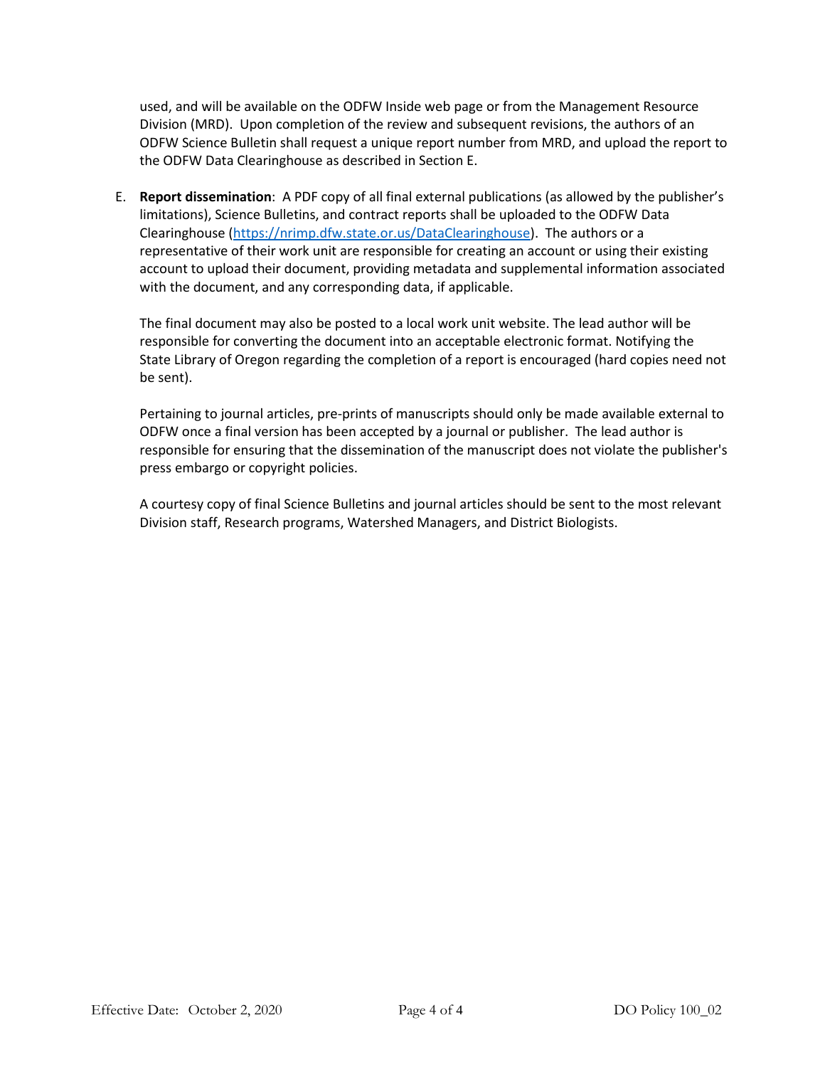used, and will be available on the ODFW Inside web page or from the Management Resource Division (MRD). Upon completion of the review and subsequent revisions, the authors of an ODFW Science Bulletin shall request a unique report number from MRD, and upload the report to the ODFW Data Clearinghouse as described in Section E.

E. **Report dissemination**: A PDF copy of all final external publications (as allowed by the publisher's limitations), Science Bulletins, and contract reports shall be uploaded to the ODFW Data Clearinghouse (https://nrimp.dfw.state.or.us/DataClearinghouse). The authors or a representative of their work unit are responsible for creating an account or using their existing account to upload their document, providing metadata and supplemental information associated with the document, and any corresponding data, if applicable.

   The final document may also be posted to a local work unit website. The lead author will be responsible for converting the document into an acceptable electronic format. Notifying the State Library of Oregon regarding the completion of a report is encouraged (hard copies need not be sent).

   Pertaining to journal articles, pre-prints of manuscripts should only be made available external to ODFW once a final version has been accepted by a journal or publisher. The lead author is responsible for ensuring that the dissemination of the manuscript does not violate the publisher's press embargo or copyright policies.

   A courtesy copy of final Science Bulletins and journal articles should be sent to the most relevant Division staff, Research programs, Watershed Managers, and District Biologists.